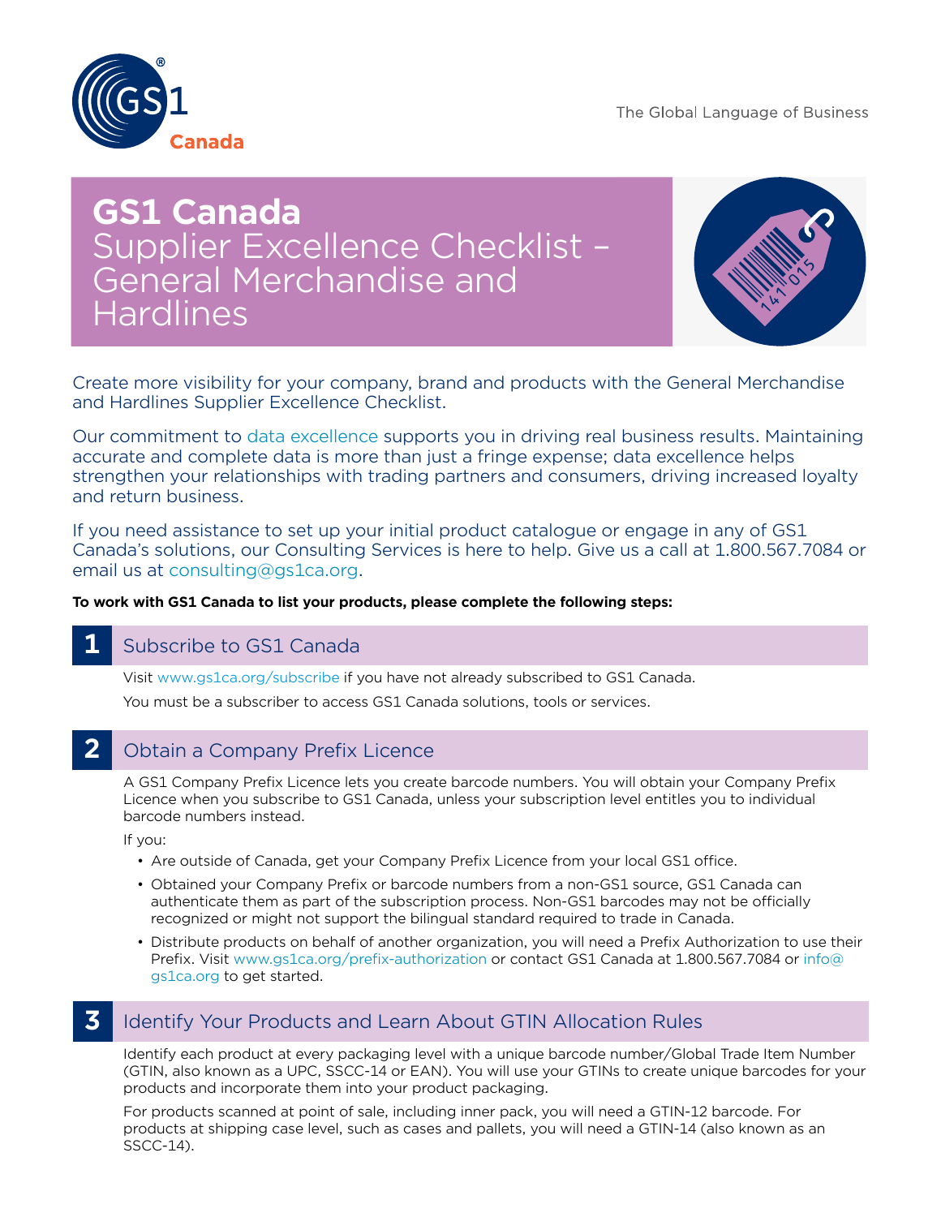# GS1 Canada Supplier Excellence Checklist – General Merchandise and Hardlines

Create more visibility for your company, brand and products with the General Merchandise and Hardlines Supplier Excellence Checklist.

Our commitment to data excellence supports you in driving real business results. Maintaining accurate and complete data is more than just a fringe expense; data excellence helps strengthen your relationships with trading partners and consumers, driving increased loyalty and return business.

If you need assistance to set up your initial product catalogue or engage in any of GS1 Canada's solutions, our Consulting Services is here to help. Give us a call at 1.800.567.7084 or email us at consulting@gs1ca.org.

**To work with GS1 Canada to list your products, please complete the following steps:**

## 1 Subscribe to GS1 Canada

Visit www.gs1ca.org/subscribe if you have not already subscribed to GS1 Canada.

You must be a subscriber to access GS1 Canada solutions, tools or services.

## 2 Obtain a Company Prefix Licence

A GS1 Company Prefix Licence lets you create barcode numbers. You will obtain your Company Prefix Licence when you subscribe to GS1 Canada, unless your subscription level entitles you to individual barcode numbers instead.

If you:

- Are outside of Canada, get your Company Prefix Licence from your local GS1 office.
- Obtained your Company Prefix or barcode numbers from a non-GS1 source, GS1 Canada can authenticate them as part of the subscription process. Non-GS1 barcodes may not be officially recognized or might not support the bilingual standard required to trade in Canada.
- Distribute products on behalf of another organization, you will need a Prefix Authorization to use their Prefix. Visit www.gs1ca.org/prefix-authorization or contact GS1 Canada at 1.800.567.7084 or info@gs1ca.org to get started.

## 3 Identify Your Products and Learn About GTIN Allocation Rules

Identify each product at every packaging level with a unique barcode number/Global Trade Item Number (GTIN, also known as a UPC, SSCC-14 or EAN). You will use your GTINs to create unique barcodes for your products and incorporate them into your product packaging.

For products scanned at point of sale, including inner pack, you will need a GTIN-12 barcode. For products at shipping case level, such as cases and pallets, you will need a GTIN-14 (also known as an SSCC-14).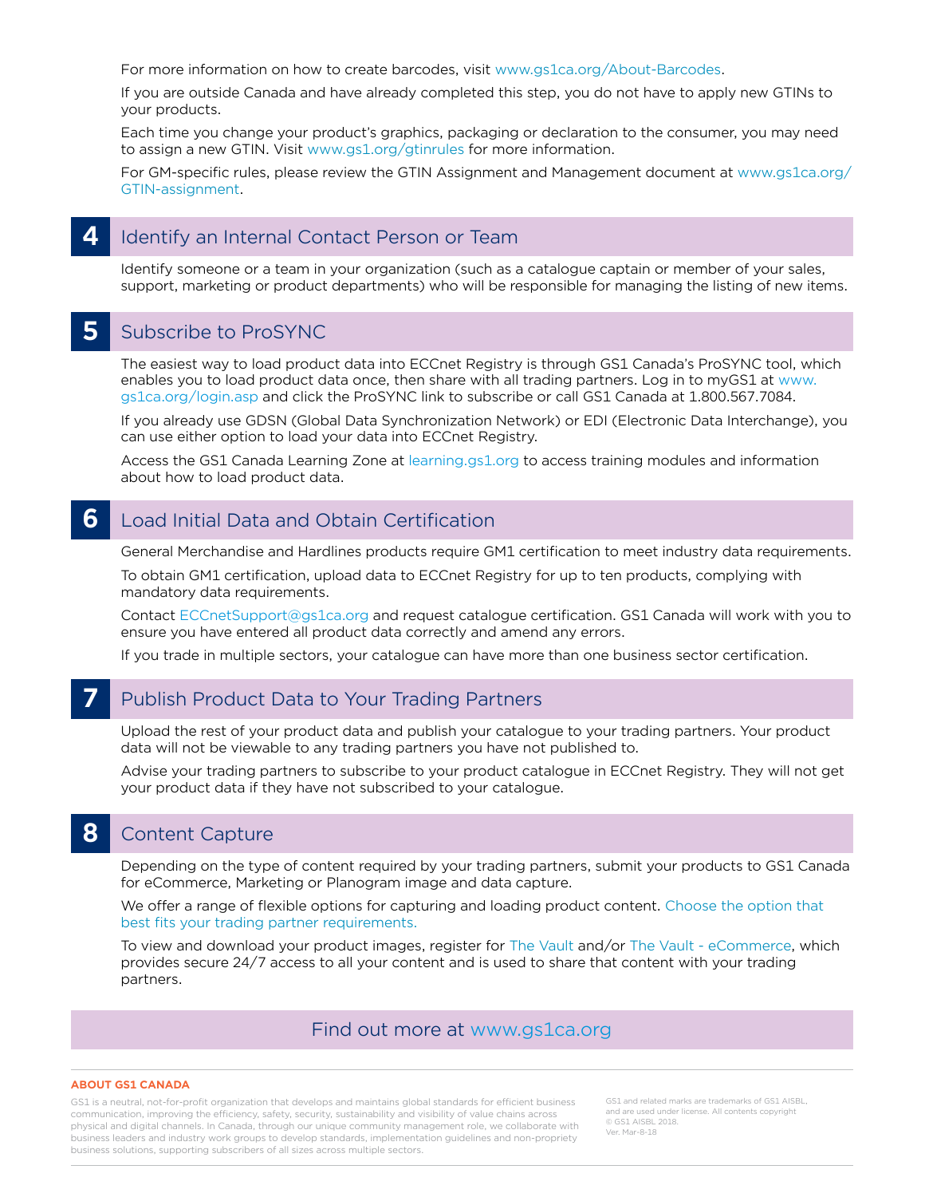For more information on how to create barcodes, visit www.gs1ca.org/About-Barcodes.

If you are outside Canada and have already completed this step, you do not have to apply new GTINs to your products.

Each time you change your product's graphics, packaging or declaration to the consumer, you may need to assign a new GTIN. Visit www.gs1.org/gtinrules for more information.

For GM-specific rules, please review the GTIN Assignment and Management document at www.gs1ca.org/GTIN-assignment.

## 4 Identify an Internal Contact Person or Team

Identify someone or a team in your organization (such as a catalogue captain or member of your sales, support, marketing or product departments) who will be responsible for managing the listing of new items.

## 5 Subscribe to ProSYNC

The easiest way to load product data into ECCnet Registry is through GS1 Canada's ProSYNC tool, which enables you to load product data once, then share with all trading partners. Log in to myGS1 at www.gs1ca.org/login.asp and click the ProSYNC link to subscribe or call GS1 Canada at 1.800.567.7084.

If you already use GDSN (Global Data Synchronization Network) or EDI (Electronic Data Interchange), you can use either option to load your data into ECCnet Registry.

Access the GS1 Canada Learning Zone at learning.gs1.org to access training modules and information about how to load product data.

## 6 Load Initial Data and Obtain Certification

General Merchandise and Hardlines products require GM1 certification to meet industry data requirements.

To obtain GM1 certification, upload data to ECCnet Registry for up to ten products, complying with mandatory data requirements.

Contact ECCnetSupport@gs1ca.org and request catalogue certification. GS1 Canada will work with you to ensure you have entered all product data correctly and amend any errors.

If you trade in multiple sectors, your catalogue can have more than one business sector certification.

## 7 Publish Product Data to Your Trading Partners

Upload the rest of your product data and publish your catalogue to your trading partners. Your product data will not be viewable to any trading partners you have not published to.

Advise your trading partners to subscribe to your product catalogue in ECCnet Registry. They will not get your product data if they have not subscribed to your catalogue.

## 8 Content Capture

Depending on the type of content required by your trading partners, submit your products to GS1 Canada for eCommerce, Marketing or Planogram image and data capture.

We offer a range of flexible options for capturing and loading product content. Choose the option that best fits your trading partner requirements.

To view and download your product images, register for The Vault and/or The Vault - eCommerce, which provides secure 24/7 access to all your content and is used to share that content with your trading partners.

### Find out more at www.gs1ca.org

**ABOUT GS1 CANADA**

GS1 is a neutral, not-for-profit organization that develops and maintains global standards for efficient business communication, improving the efficiency, safety, security, sustainability and visibility of value chains across physical and digital channels. In Canada, through our unique community management role, we collaborate with business leaders and industry work groups to develop standards, implementation guidelines and non-propriety business solutions, supporting subscribers of all sizes across multiple sectors.

GS1 and related marks are trademarks of GS1 AISBL, and are used under license. All contents copyright © GS1 AISBL 2018.
Ver. Mar-8-18